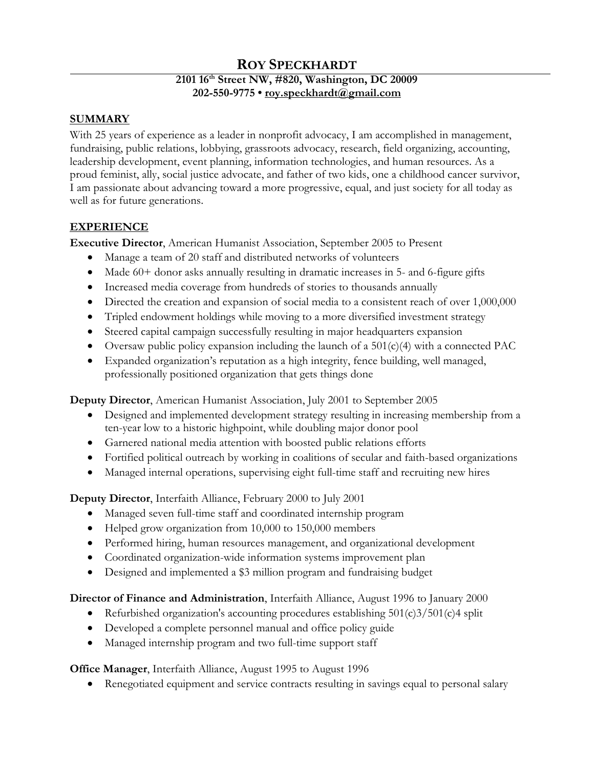# ROY SPECKHARDT

**2101 16th Street NW, #820, Washington, DC 20009**
**202-550-9775 • roy.speckhardt@gmail.com**

## SUMMARY

With 25 years of experience as a leader in nonprofit advocacy, I am accomplished in management, fundraising, public relations, lobbying, grassroots advocacy, research, field organizing, accounting, leadership development, event planning, information technologies, and human resources. As a proud feminist, ally, social justice advocate, and father of two kids, one a childhood cancer survivor, I am passionate about advancing toward a more progressive, equal, and just society for all today as well as for future generations.

## EXPERIENCE

**Executive Director**, American Humanist Association, September 2005 to Present

- Manage a team of 20 staff and distributed networks of volunteers
- Made 60+ donor asks annually resulting in dramatic increases in 5- and 6-figure gifts
- Increased media coverage from hundreds of stories to thousands annually
- Directed the creation and expansion of social media to a consistent reach of over 1,000,000
- Tripled endowment holdings while moving to a more diversified investment strategy
- Steered capital campaign successfully resulting in major headquarters expansion
- Oversaw public policy expansion including the launch of a 501(c)(4) with a connected PAC
- Expanded organization's reputation as a high integrity, fence building, well managed, professionally positioned organization that gets things done

**Deputy Director**, American Humanist Association, July 2001 to September 2005

- Designed and implemented development strategy resulting in increasing membership from a ten-year low to a historic highpoint, while doubling major donor pool
- Garnered national media attention with boosted public relations efforts
- Fortified political outreach by working in coalitions of secular and faith-based organizations
- Managed internal operations, supervising eight full-time staff and recruiting new hires

**Deputy Director**, Interfaith Alliance, February 2000 to July 2001

- Managed seven full-time staff and coordinated internship program
- Helped grow organization from 10,000 to 150,000 members
- Performed hiring, human resources management, and organizational development
- Coordinated organization-wide information systems improvement plan
- Designed and implemented a $3 million program and fundraising budget

**Director of Finance and Administration**, Interfaith Alliance, August 1996 to January 2000

- Refurbished organization's accounting procedures establishing 501(c)3/501(c)4 split
- Developed a complete personnel manual and office policy guide
- Managed internship program and two full-time support staff

**Office Manager**, Interfaith Alliance, August 1995 to August 1996

- Renegotiated equipment and service contracts resulting in savings equal to personal salary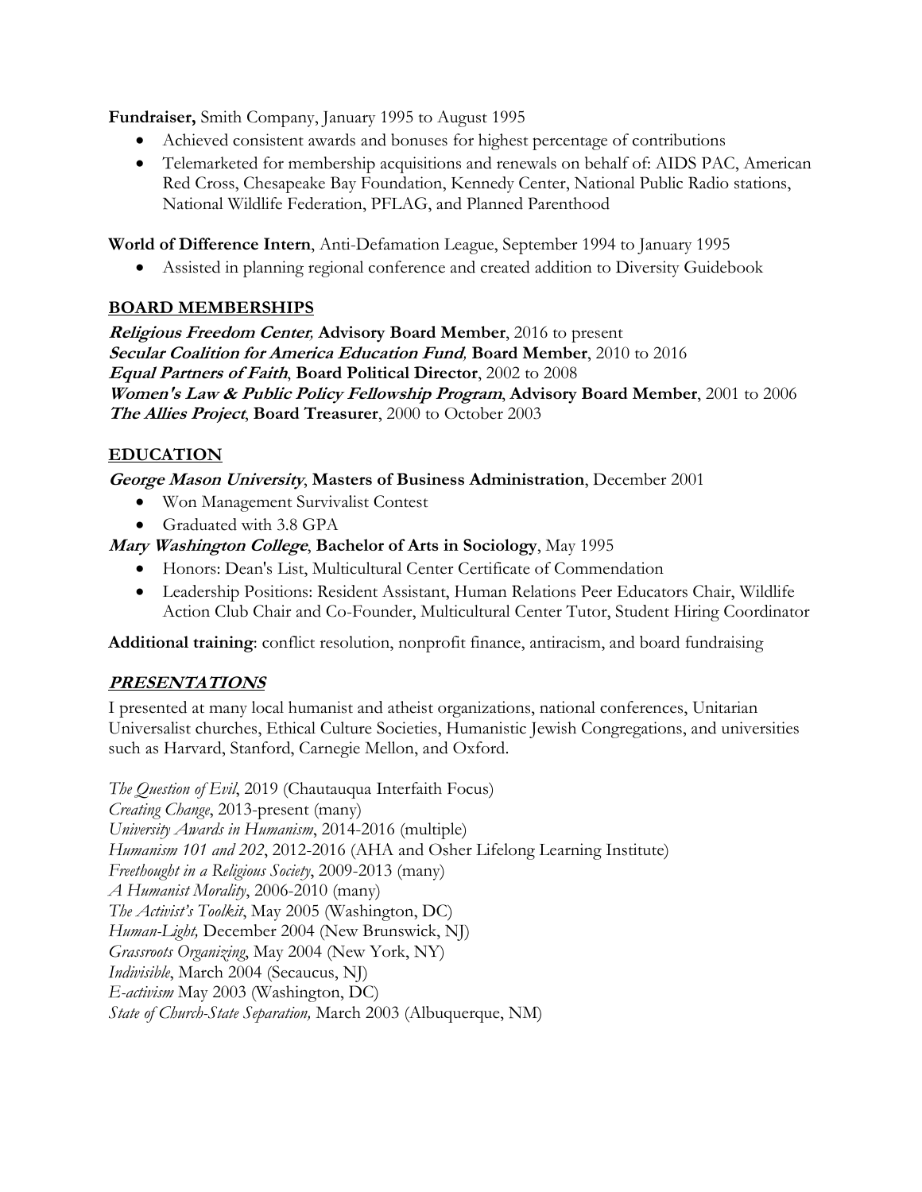**Fundraiser,** Smith Company, January 1995 to August 1995

- Achieved consistent awards and bonuses for highest percentage of contributions
- Telemarketed for membership acquisitions and renewals on behalf of: AIDS PAC, American Red Cross, Chesapeake Bay Foundation, Kennedy Center, National Public Radio stations, National Wildlife Federation, PFLAG, and Planned Parenthood

**World of Difference Intern**, Anti-Defamation League, September 1994 to January 1995

- Assisted in planning regional conference and created addition to Diversity Guidebook

## BOARD MEMBERSHIPS

***Religious Freedom Center*, Advisory Board Member**, 2016 to present
***Secular Coalition for America Education Fund*, Board Member**, 2010 to 2016
***Equal Partners of Faith*, Board Political Director**, 2002 to 2008
***Women's Law & Public Policy Fellowship Program*, Advisory Board Member**, 2001 to 2006
***The Allies Project*, Board Treasurer**, 2000 to October 2003

## EDUCATION

***George Mason University*, Masters of Business Administration**, December 2001

- Won Management Survivalist Contest
- Graduated with 3.8 GPA

***Mary Washington College*, Bachelor of Arts in Sociology**, May 1995

- Honors: Dean's List, Multicultural Center Certificate of Commendation
- Leadership Positions: Resident Assistant, Human Relations Peer Educators Chair, Wildlife Action Club Chair and Co-Founder, Multicultural Center Tutor, Student Hiring Coordinator

**Additional training**: conflict resolution, nonprofit finance, antiracism, and board fundraising

## *PRESENTATIONS*

I presented at many local humanist and atheist organizations, national conferences, Unitarian Universalist churches, Ethical Culture Societies, Humanistic Jewish Congregations, and universities such as Harvard, Stanford, Carnegie Mellon, and Oxford.

*The Question of Evil*, 2019 (Chautauqua Interfaith Focus)
*Creating Change*, 2013-present (many)
*University Awards in Humanism*, 2014-2016 (multiple)
*Humanism 101 and 202*, 2012-2016 (AHA and Osher Lifelong Learning Institute)
*Freethought in a Religious Society*, 2009-2013 (many)
*A Humanist Morality*, 2006-2010 (many)
*The Activist's Toolkit*, May 2005 (Washington, DC)
*Human-Light,* December 2004 (New Brunswick, NJ)
*Grassroots Organizing*, May 2004 (New York, NY)
*Indivisible*, March 2004 (Secaucus, NJ)
*E-activism* May 2003 (Washington, DC)
*State of Church-State Separation,* March 2003 (Albuquerque, NM)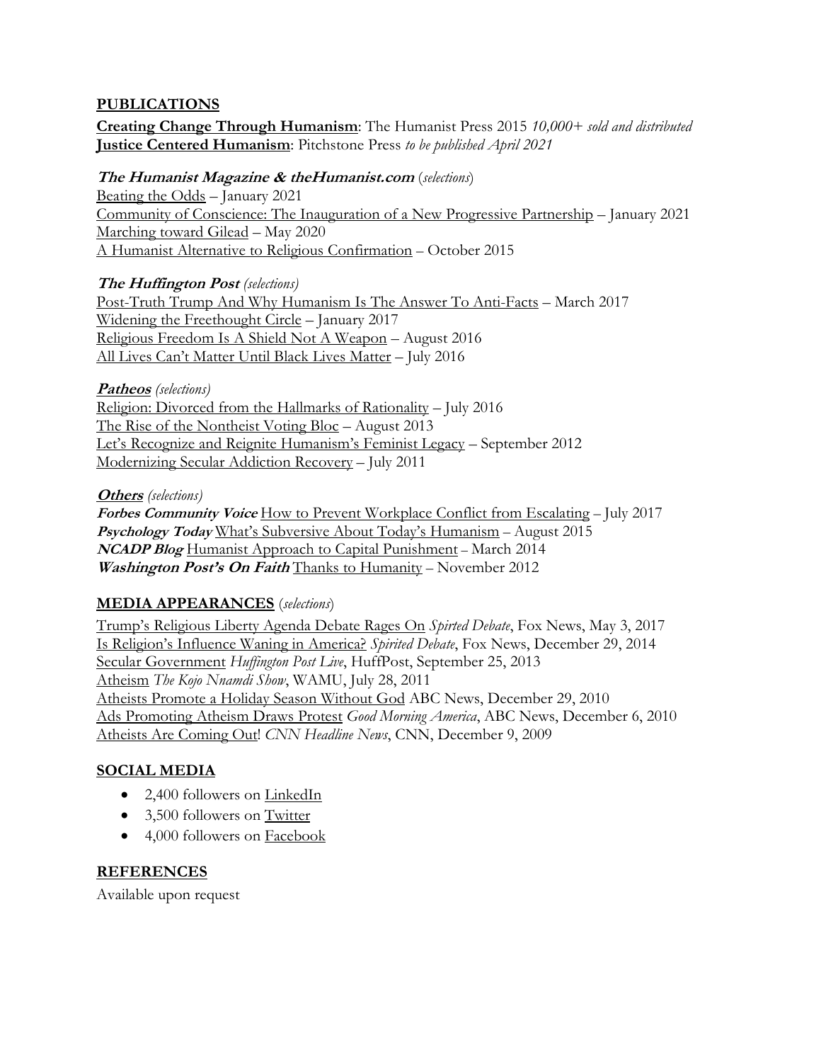## PUBLICATIONS

**Creating Change Through Humanism**: The Humanist Press 2015 *10,000+ sold and distributed*
**Justice Centered Humanism**: Pitchstone Press *to be published April 2021*

### ***The Humanist Magazine & theHumanist.com*** (*selections*)

Beating the Odds – January 2021
Community of Conscience: The Inauguration of a New Progressive Partnership – January 2021
Marching toward Gilead – May 2020
A Humanist Alternative to Religious Confirmation – October 2015

### ***The Huffington Post*** *(selections)*

Post-Truth Trump And Why Humanism Is The Answer To Anti-Facts – March 2017
Widening the Freethought Circle – January 2017
Religious Freedom Is A Shield Not A Weapon – August 2016
All Lives Can't Matter Until Black Lives Matter – July 2016

### ***Patheos*** *(selections)*

Religion: Divorced from the Hallmarks of Rationality – July 2016
The Rise of the Nontheist Voting Bloc – August 2013
Let's Recognize and Reignite Humanism's Feminist Legacy – September 2012
Modernizing Secular Addiction Recovery – July 2011

### ***Others*** *(selections)*

***Forbes Community Voice*** How to Prevent Workplace Conflict from Escalating – July 2017
***Psychology Today*** What's Subversive About Today's Humanism – August 2015
***NCADP Blog*** Humanist Approach to Capital Punishment – March 2014
***Washington Post's On Faith*** Thanks to Humanity – November 2012

## MEDIA APPEARANCES (*selections*)

Trump's Religious Liberty Agenda Debate Rages On *Spirted Debate*, Fox News, May 3, 2017
Is Religion's Influence Waning in America? *Spirited Debate*, Fox News, December 29, 2014
Secular Government *Huffington Post Live*, HuffPost, September 25, 2013
Atheism *The Kojo Nnamdi Show*, WAMU, July 28, 2011
Atheists Promote a Holiday Season Without God ABC News, December 29, 2010
Ads Promoting Atheism Draws Protest *Good Morning America*, ABC News, December 6, 2010
Atheists Are Coming Out! *CNN Headline News*, CNN, December 9, 2009

## SOCIAL MEDIA

- 2,400 followers on LinkedIn
- 3,500 followers on Twitter
- 4,000 followers on Facebook

## REFERENCES

Available upon request